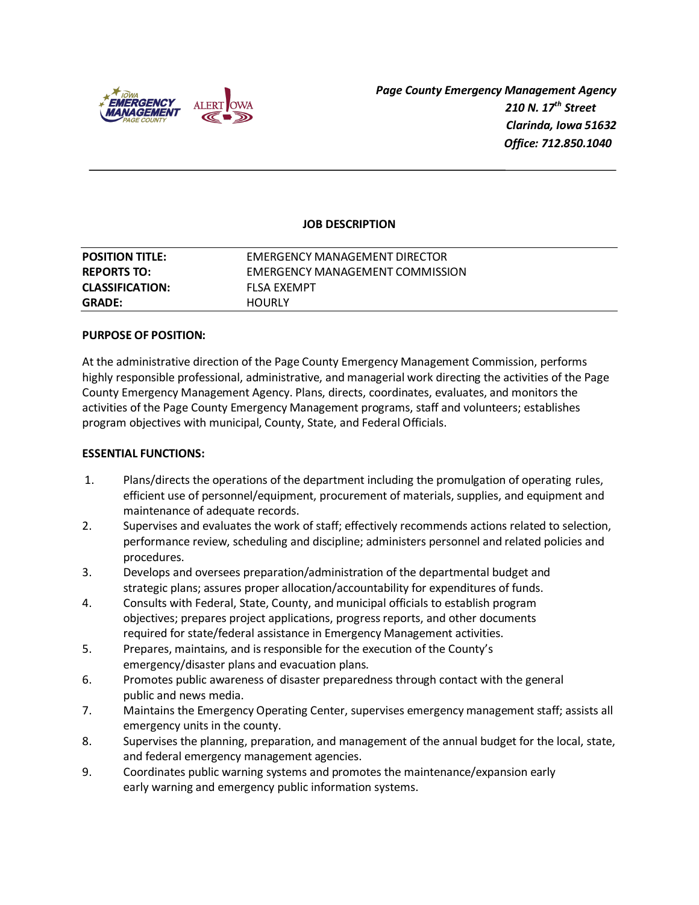*Page County Emergency Management Agency*
*210 N. 17th Street*
*Clarinda, Iowa 51632*
*Office: 712.850.1040*

---

**JOB DESCRIPTION**

| | |
|---|---|
| **POSITION TITLE:** | EMERGENCY MANAGEMENT DIRECTOR |
| **REPORTS TO:** | EMERGENCY MANAGEMENT COMMISSION |
| **CLASSIFICATION:** | FLSA EXEMPT |
| **GRADE:** | HOURLY |

**PURPOSE OF POSITION:**

At the administrative direction of the Page County Emergency Management Commission, performs highly responsible professional, administrative, and managerial work directing the activities of the Page County Emergency Management Agency. Plans, directs, coordinates, evaluates, and monitors the activities of the Page County Emergency Management programs, staff and volunteers; establishes program objectives with municipal, County, State, and Federal Officials.

**ESSENTIAL FUNCTIONS:**

1. Plans/directs the operations of the department including the promulgation of operating rules, efficient use of personnel/equipment, procurement of materials, supplies, and equipment and maintenance of adequate records.
2. Supervises and evaluates the work of staff; effectively recommends actions related to selection, performance review, scheduling and discipline; administers personnel and related policies and procedures.
3. Develops and oversees preparation/administration of the departmental budget and strategic plans; assures proper allocation/accountability for expenditures of funds.
4. Consults with Federal, State, County, and municipal officials to establish program objectives; prepares project applications, progress reports, and other documents required for state/federal assistance in Emergency Management activities.
5. Prepares, maintains, and is responsible for the execution of the County's emergency/disaster plans and evacuation plans.
6. Promotes public awareness of disaster preparedness through contact with the general public and news media.
7. Maintains the Emergency Operating Center, supervises emergency management staff; assists all emergency units in the county.
8. Supervises the planning, preparation, and management of the annual budget for the local, state, and federal emergency management agencies.
9. Coordinates public warning systems and promotes the maintenance/expansion early early warning and emergency public information systems.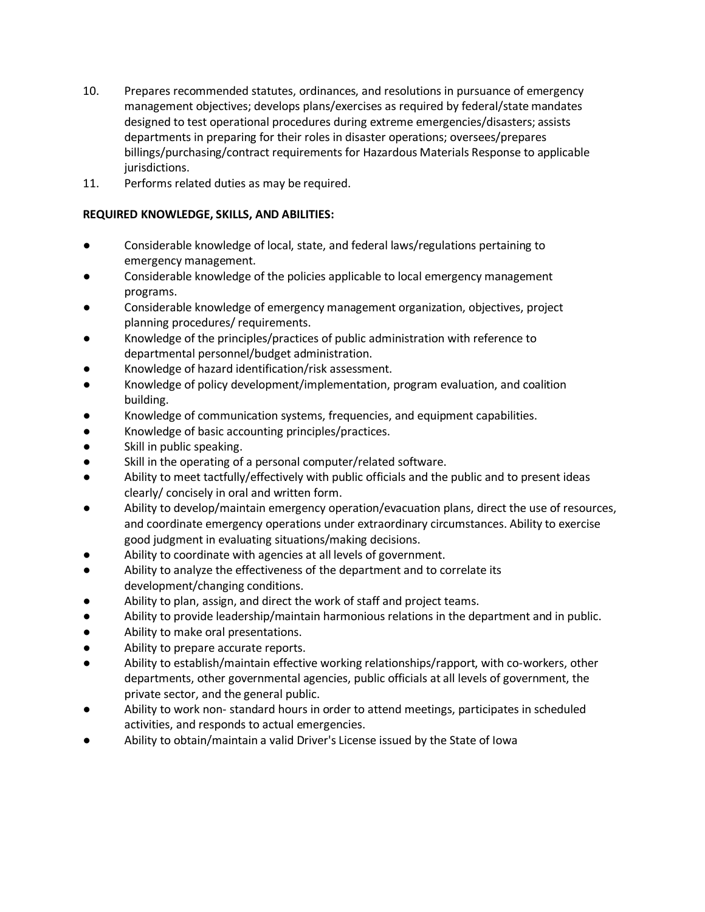10. Prepares recommended statutes, ordinances, and resolutions in pursuance of emergency management objectives; develops plans/exercises as required by federal/state mandates designed to test operational procedures during extreme emergencies/disasters; assists departments in preparing for their roles in disaster operations; oversees/prepares billings/purchasing/contract requirements for Hazardous Materials Response to applicable jurisdictions.
11. Performs related duties as may be required.

**REQUIRED KNOWLEDGE, SKILLS, AND ABILITIES:**

- Considerable knowledge of local, state, and federal laws/regulations pertaining to emergency management.
- Considerable knowledge of the policies applicable to local emergency management programs.
- Considerable knowledge of emergency management organization, objectives, project planning procedures/ requirements.
- Knowledge of the principles/practices of public administration with reference to departmental personnel/budget administration.
- Knowledge of hazard identification/risk assessment.
- Knowledge of policy development/implementation, program evaluation, and coalition building.
- Knowledge of communication systems, frequencies, and equipment capabilities.
- Knowledge of basic accounting principles/practices.
- Skill in public speaking.
- Skill in the operating of a personal computer/related software.
- Ability to meet tactfully/effectively with public officials and the public and to present ideas clearly/ concisely in oral and written form.
- Ability to develop/maintain emergency operation/evacuation plans, direct the use of resources, and coordinate emergency operations under extraordinary circumstances. Ability to exercise good judgment in evaluating situations/making decisions.
- Ability to coordinate with agencies at all levels of government.
- Ability to analyze the effectiveness of the department and to correlate its development/changing conditions.
- Ability to plan, assign, and direct the work of staff and project teams.
- Ability to provide leadership/maintain harmonious relations in the department and in public.
- Ability to make oral presentations.
- Ability to prepare accurate reports.
- Ability to establish/maintain effective working relationships/rapport, with co-workers, other departments, other governmental agencies, public officials at all levels of government, the private sector, and the general public.
- Ability to work non- standard hours in order to attend meetings, participates in scheduled activities, and responds to actual emergencies.
- Ability to obtain/maintain a valid Driver's License issued by the State of Iowa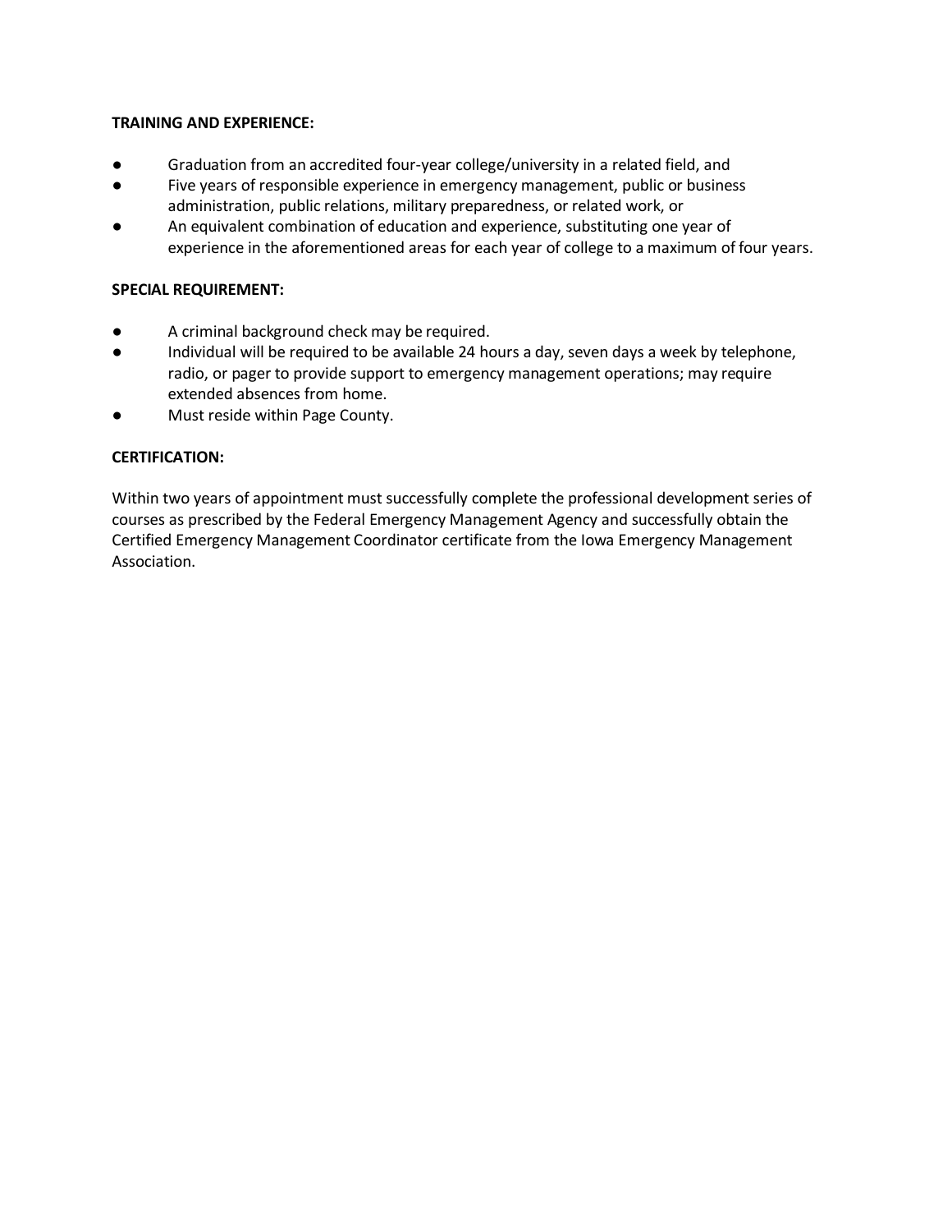**TRAINING AND EXPERIENCE:**

- Graduation from an accredited four-year college/university in a related field, and
- Five years of responsible experience in emergency management, public or business administration, public relations, military preparedness, or related work, or
- An equivalent combination of education and experience, substituting one year of experience in the aforementioned areas for each year of college to a maximum of four years.

**SPECIAL REQUIREMENT:**

- A criminal background check may be required.
- Individual will be required to be available 24 hours a day, seven days a week by telephone, radio, or pager to provide support to emergency management operations; may require extended absences from home.
- Must reside within Page County.

**CERTIFICATION:**

Within two years of appointment must successfully complete the professional development series of courses as prescribed by the Federal Emergency Management Agency and successfully obtain the Certified Emergency Management Coordinator certificate from the Iowa Emergency Management Association.